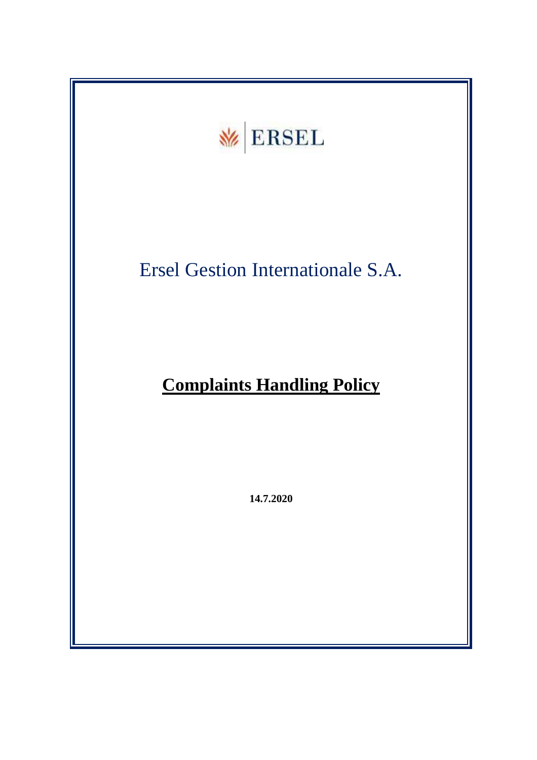ERSEL

Ersel Gestion Internationale S.A.

# Complaints Handling Policy

**14.7.2020**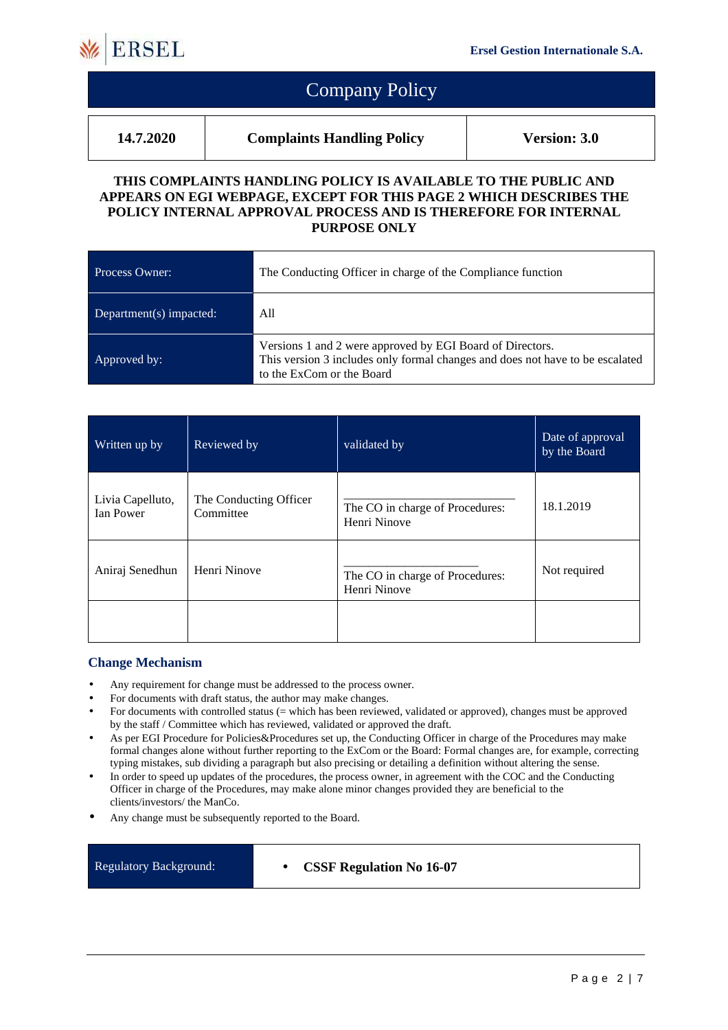# Company Policy

| 14.7.2020 | Complaints Handling Policy | Version: 3.0 |
|---|---|---|

**THIS COMPLAINTS HANDLING POLICY IS AVAILABLE TO THE PUBLIC AND APPEARS ON EGI WEBPAGE, EXCEPT FOR THIS PAGE 2 WHICH DESCRIBES THE POLICY INTERNAL APPROVAL PROCESS AND IS THEREFORE FOR INTERNAL PURPOSE ONLY**

| | |
|---|---|
| Process Owner: | The Conducting Officer in charge of the Compliance function |
| Department(s) impacted: | All |
| Approved by: | Versions 1 and 2 were approved by EGI Board of Directors. This version 3 includes only formal changes and does not have to be escalated to the ExCom or the Board |

| Written up by | Reviewed by | validated by | Date of approval by the Board |
|---|---|---|---|
| Livia Capelluto, Ian Power | The Conducting Officer Committee | ____________________________ The CO in charge of Procedures: Henri Ninove | 18.1.2019 |
| Aniraj Senedhun | Henri Ninove | ______________________ The CO in charge of Procedures: Henri Ninove | Not required |
| | | | |

## Change Mechanism

- Any requirement for change must be addressed to the process owner.
- For documents with draft status, the author may make changes.
- For documents with controlled status (= which has been reviewed, validated or approved), changes must be approved by the staff / Committee which has reviewed, validated or approved the draft.
- As per EGI Procedure for Policies&Procedures set up, the Conducting Officer in charge of the Procedures may make formal changes alone without further reporting to the ExCom or the Board: Formal changes are, for example, correcting typing mistakes, sub dividing a paragraph but also precising or detailing a definition without altering the sense.
- In order to speed up updates of the procedures, the process owner, in agreement with the COC and the Conducting Officer in charge of the Procedures, may make alone minor changes provided they are beneficial to the clients/investors/ the ManCo.
- Any change must be subsequently reported to the Board.

| | |
|---|---|
| Regulatory Background: | • **CSSF Regulation No 16-07** |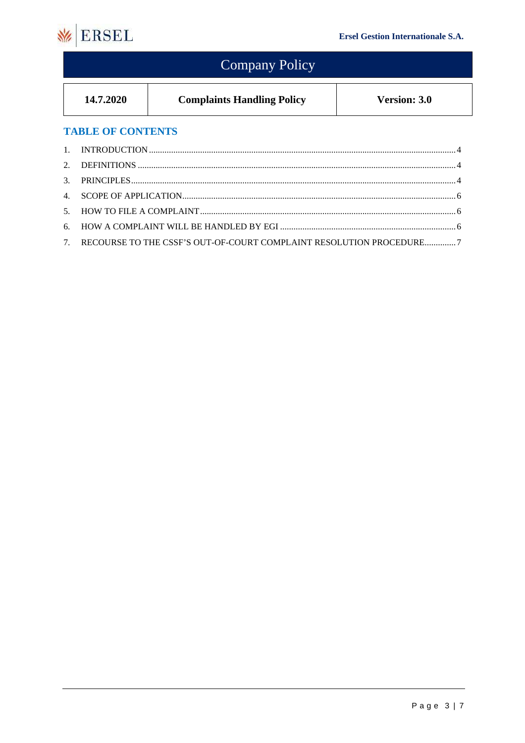# Company Policy

| 14.7.2020 | Complaints Handling Policy | Version: 3.0 |
|---|---|---|

## TABLE OF CONTENTS

1. INTRODUCTION ... 4
2. DEFINITIONS ... 4
3. PRINCIPLES ... 4
4. SCOPE OF APPLICATION ... 6
5. HOW TO FILE A COMPLAINT ... 6
6. HOW A COMPLAINT WILL BE HANDLED BY EGI ... 6
7. RECOURSE TO THE CSSF'S OUT-OF-COURT COMPLAINT RESOLUTION PROCEDURE ... 7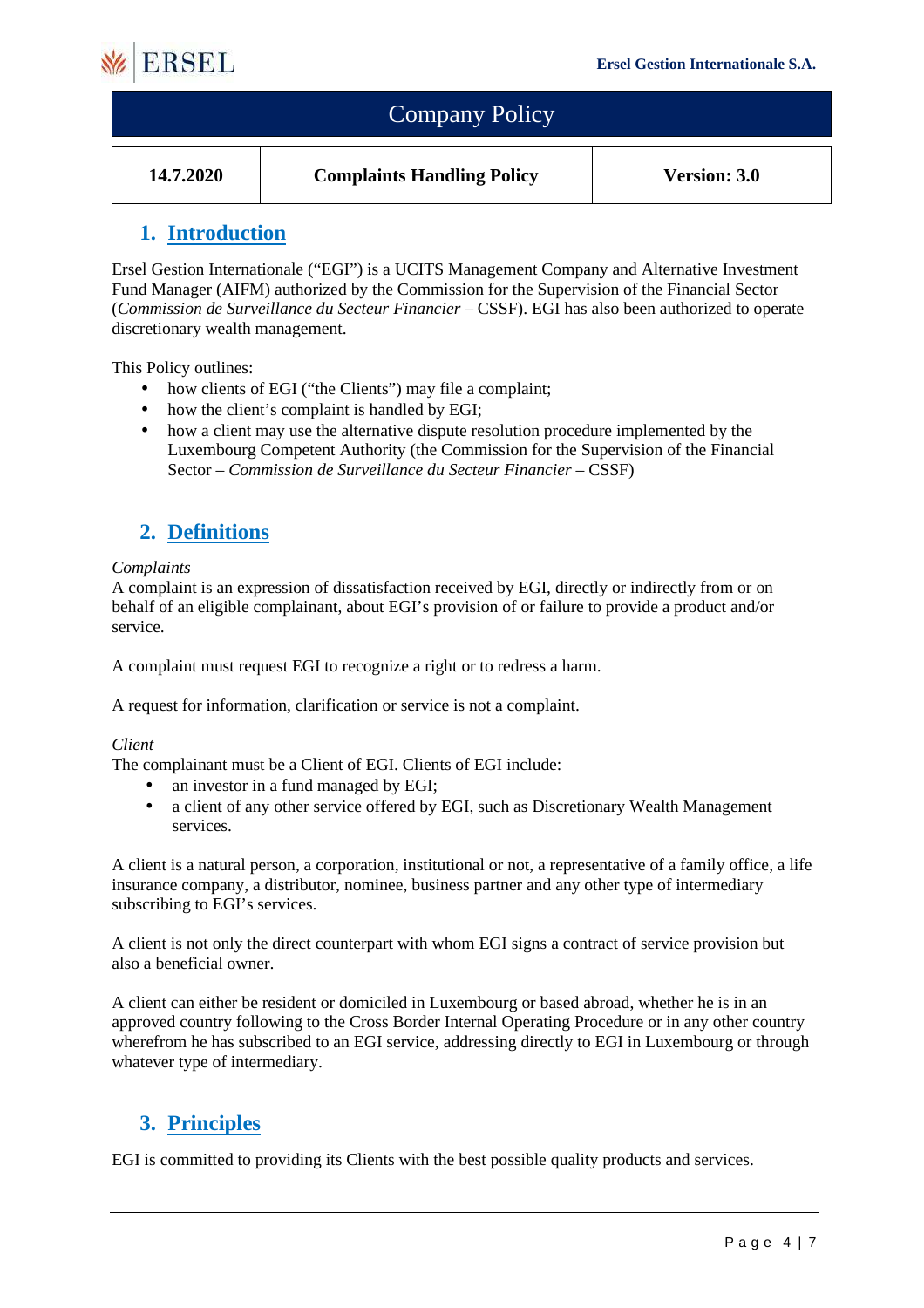# Company Policy

| 14.7.2020 | Complaints Handling Policy | Version: 3.0 |
| --- | --- | --- |

## 1. Introduction

Ersel Gestion Internationale ("EGI") is a UCITS Management Company and Alternative Investment Fund Manager (AIFM) authorized by the Commission for the Supervision of the Financial Sector (*Commission de Surveillance du Secteur Financier* – CSSF). EGI has also been authorized to operate discretionary wealth management.

This Policy outlines:

- how clients of EGI ("the Clients") may file a complaint;
- how the client's complaint is handled by EGI;
- how a client may use the alternative dispute resolution procedure implemented by the Luxembourg Competent Authority (the Commission for the Supervision of the Financial Sector – *Commission de Surveillance du Secteur Financier* – CSSF)

## 2. Definitions

*Complaints*

A complaint is an expression of dissatisfaction received by EGI, directly or indirectly from or on behalf of an eligible complainant, about EGI's provision of or failure to provide a product and/or service.

A complaint must request EGI to recognize a right or to redress a harm.

A request for information, clarification or service is not a complaint.

*Client*

The complainant must be a Client of EGI. Clients of EGI include:

- an investor in a fund managed by EGI;
- a client of any other service offered by EGI, such as Discretionary Wealth Management services.

A client is a natural person, a corporation, institutional or not, a representative of a family office, a life insurance company, a distributor, nominee, business partner and any other type of intermediary subscribing to EGI's services.

A client is not only the direct counterpart with whom EGI signs a contract of service provision but also a beneficial owner.

A client can either be resident or domiciled in Luxembourg or based abroad, whether he is in an approved country following to the Cross Border Internal Operating Procedure or in any other country wherefrom he has subscribed to an EGI service, addressing directly to EGI in Luxembourg or through whatever type of intermediary.

## 3. Principles

EGI is committed to providing its Clients with the best possible quality products and services.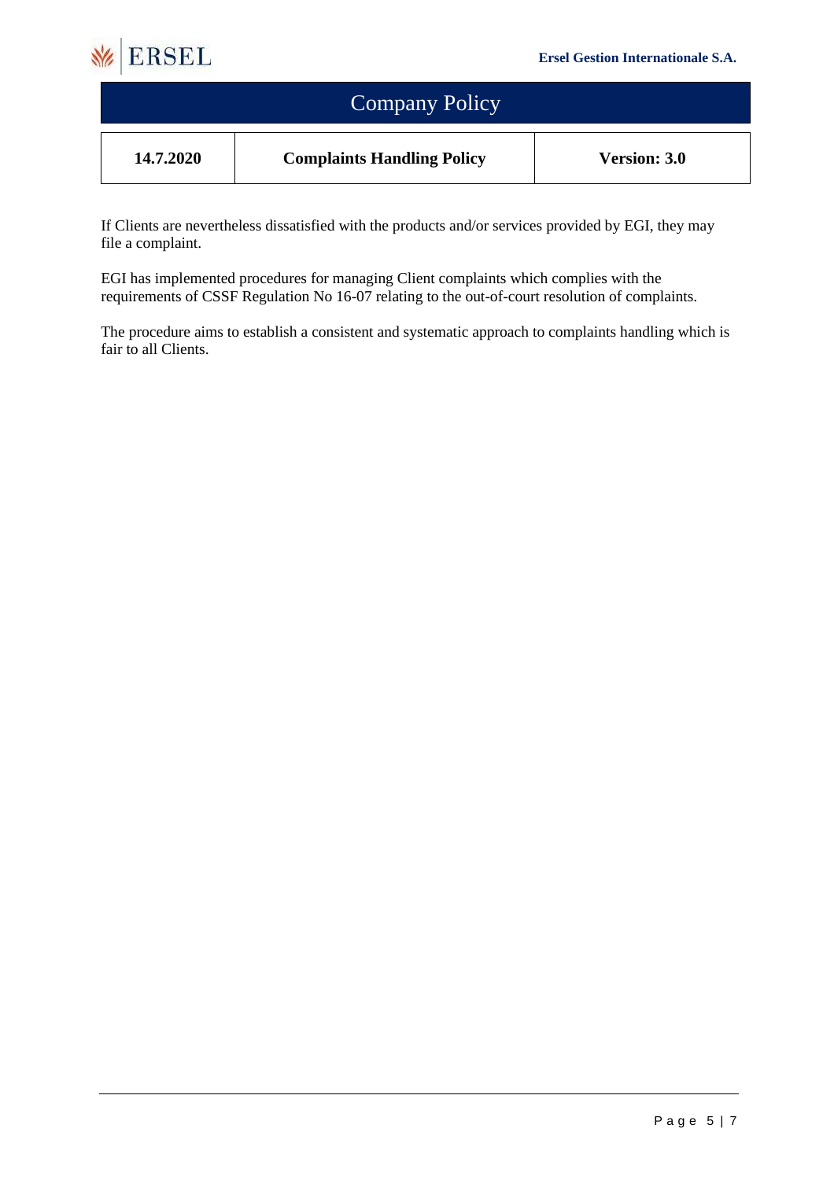If Clients are nevertheless dissatisfied with the products and/or services provided by EGI, they may file a complaint.

EGI has implemented procedures for managing Client complaints which complies with the requirements of CSSF Regulation No 16-07 relating to the out-of-court resolution of complaints.

The procedure aims to establish a consistent and systematic approach to complaints handling which is fair to all Clients.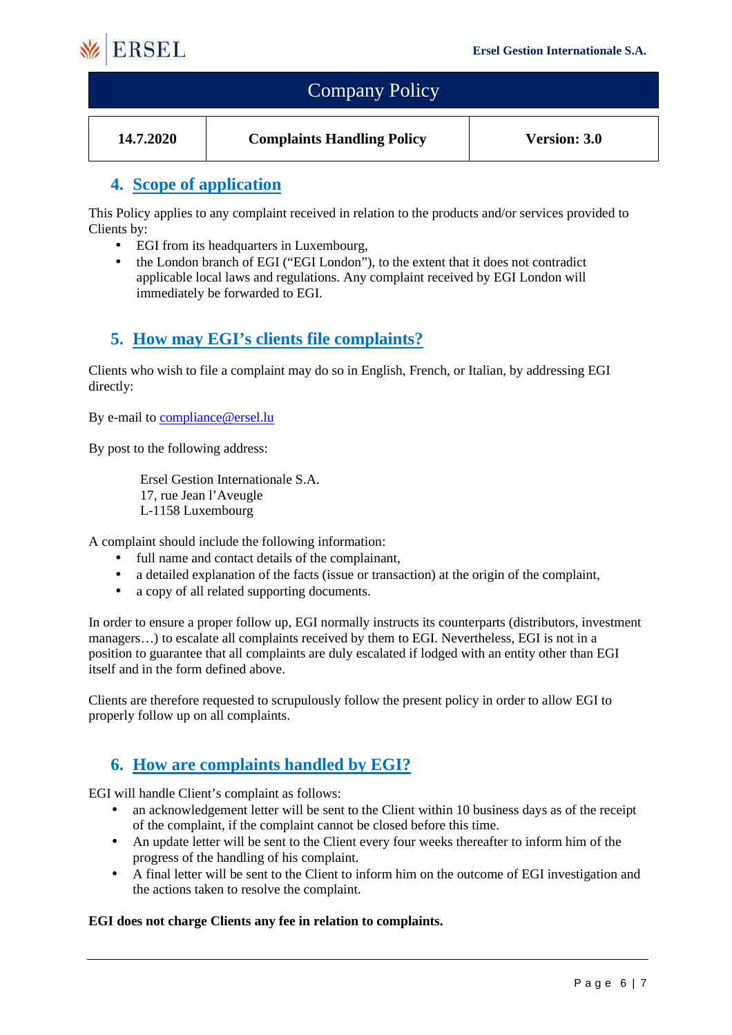## 4. Scope of application

This Policy applies to any complaint received in relation to the products and/or services provided to Clients by:

- EGI from its headquarters in Luxembourg,
- the London branch of EGI ("EGI London"), to the extent that it does not contradict applicable local laws and regulations. Any complaint received by EGI London will immediately be forwarded to EGI.

## 5. How may EGI's clients file complaints?

Clients who wish to file a complaint may do so in English, French, or Italian, by addressing EGI directly:

By e-mail to compliance@ersel.lu

By post to the following address:

> Ersel Gestion Internationale S.A.
> 17, rue Jean l'Aveugle
> L-1158 Luxembourg

A complaint should include the following information:

- full name and contact details of the complainant,
- a detailed explanation of the facts (issue or transaction) at the origin of the complaint,
- a copy of all related supporting documents.

In order to ensure a proper follow up, EGI normally instructs its counterparts (distributors, investment managers…) to escalate all complaints received by them to EGI. Nevertheless, EGI is not in a position to guarantee that all complaints are duly escalated if lodged with an entity other than EGI itself and in the form defined above.

Clients are therefore requested to scrupulously follow the present policy in order to allow EGI to properly follow up on all complaints.

## 6. How are complaints handled by EGI?

EGI will handle Client's complaint as follows:

- an acknowledgement letter will be sent to the Client within 10 business days as of the receipt of the complaint, if the complaint cannot be closed before this time.
- An update letter will be sent to the Client every four weeks thereafter to inform him of the progress of the handling of his complaint.
- A final letter will be sent to the Client to inform him on the outcome of EGI investigation and the actions taken to resolve the complaint.

**EGI does not charge Clients any fee in relation to complaints.**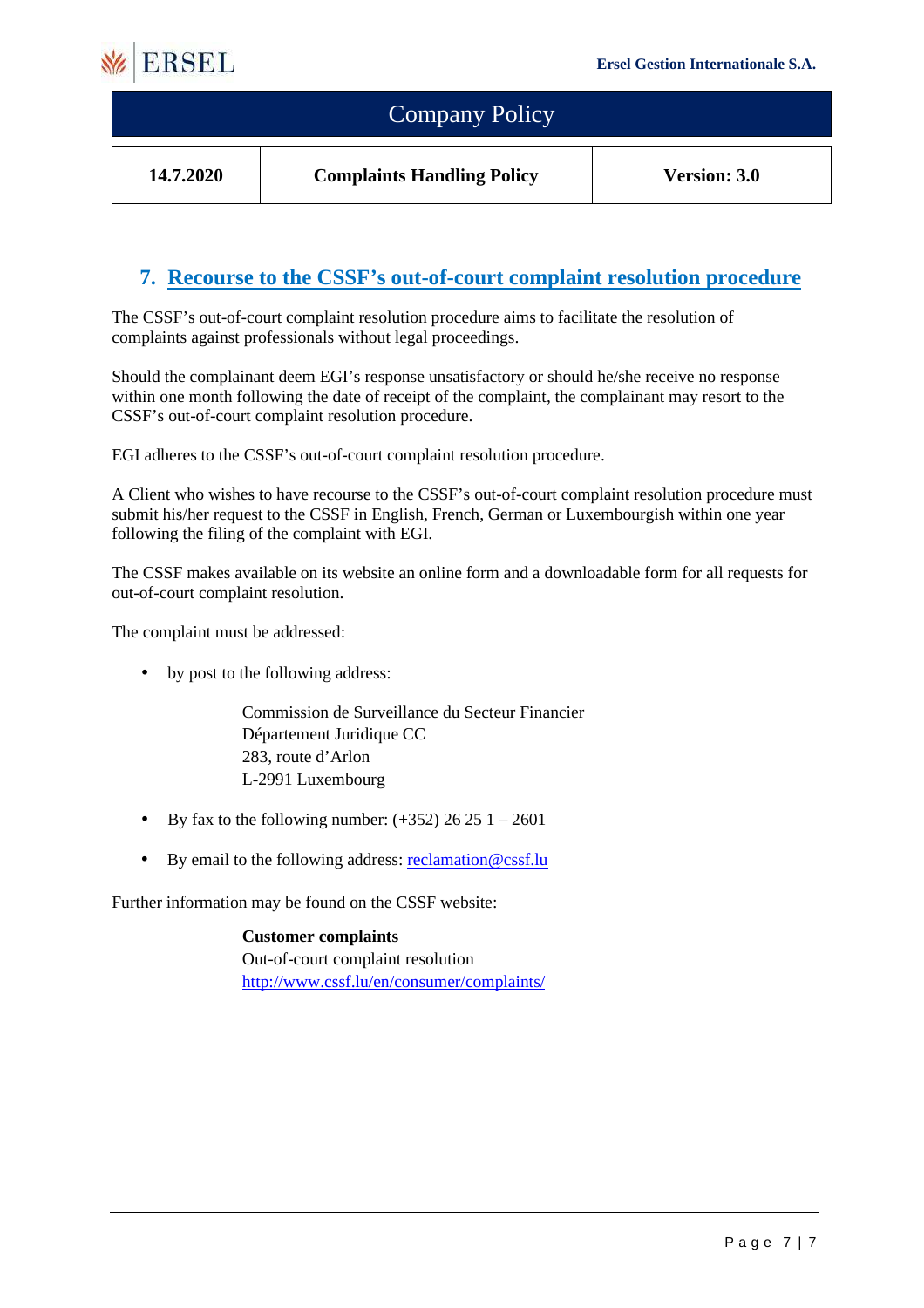## 7. Recourse to the CSSF's out-of-court complaint resolution procedure

The CSSF's out-of-court complaint resolution procedure aims to facilitate the resolution of complaints against professionals without legal proceedings.

Should the complainant deem EGI's response unsatisfactory or should he/she receive no response within one month following the date of receipt of the complaint, the complainant may resort to the CSSF's out-of-court complaint resolution procedure.

EGI adheres to the CSSF's out-of-court complaint resolution procedure.

A Client who wishes to have recourse to the CSSF's out-of-court complaint resolution procedure must submit his/her request to the CSSF in English, French, German or Luxembourgish within one year following the filing of the complaint with EGI.

The CSSF makes available on its website an online form and a downloadable form for all requests for out-of-court complaint resolution.

The complaint must be addressed:

- by post to the following address:

  Commission de Surveillance du Secteur Financier
  Département Juridique CC
  283, route d'Arlon
  L-2991 Luxembourg

- By fax to the following number: (+352) 26 25 1 – 2601

- By email to the following address: reclamation@cssf.lu

Further information may be found on the CSSF website:

**Customer complaints**
Out-of-court complaint resolution
http://www.cssf.lu/en/consumer/complaints/